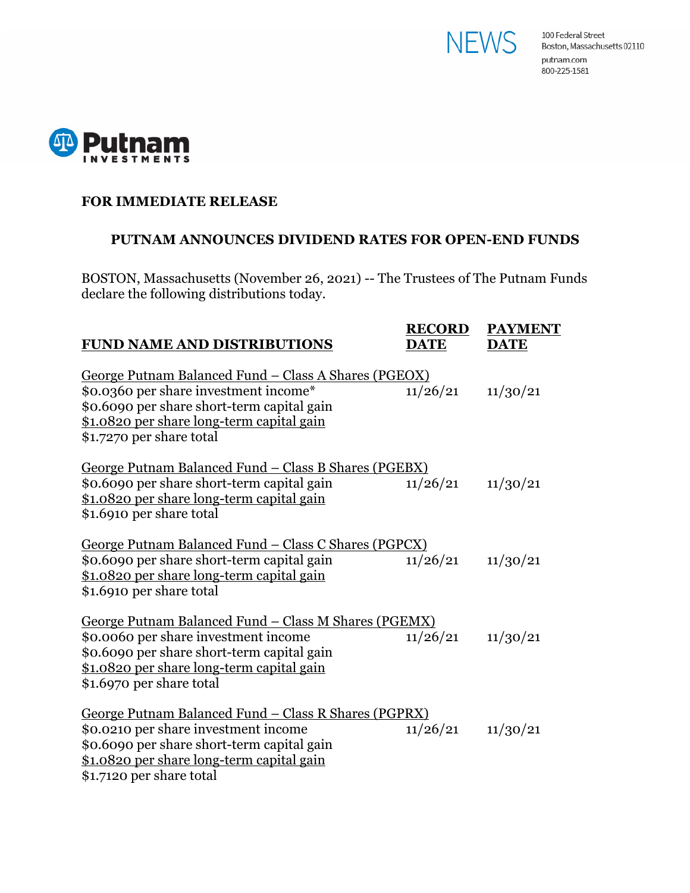NEWS

100 Federal Street
Boston, Massachusetts 02110
putnam.com
800-225-1581

Putnam INVESTMENTS

**FOR IMMEDIATE RELEASE**

## PUTNAM ANNOUNCES DIVIDEND RATES FOR OPEN-END FUNDS

BOSTON, Massachusetts (November 26, 2021) -- The Trustees of The Putnam Funds declare the following distributions today.

| FUND NAME AND DISTRIBUTIONS | RECORD DATE | PAYMENT DATE |
|---|---|---|
| George Putnam Balanced Fund – Class A Shares (PGEOX) | | |
| $0.0360 per share investment income* | 11/26/21 | 11/30/21 |
| $0.6090 per share short-term capital gain | | |
| $1.0820 per share long-term capital gain | | |
| $1.7270 per share total | | |
| George Putnam Balanced Fund – Class B Shares (PGEBX) | | |
| $0.6090 per share short-term capital gain | 11/26/21 | 11/30/21 |
| $1.0820 per share long-term capital gain | | |
| $1.6910 per share total | | |
| George Putnam Balanced Fund – Class C Shares (PGPCX) | | |
| $0.6090 per share short-term capital gain | 11/26/21 | 11/30/21 |
| $1.0820 per share long-term capital gain | | |
| $1.6910 per share total | | |
| George Putnam Balanced Fund – Class M Shares (PGEMX) | | |
| $0.0060 per share investment income | 11/26/21 | 11/30/21 |
| $0.6090 per share short-term capital gain | | |
| $1.0820 per share long-term capital gain | | |
| $1.6970 per share total | | |
| George Putnam Balanced Fund – Class R Shares (PGPRX) | | |
| $0.0210 per share investment income | 11/26/21 | 11/30/21 |
| $0.6090 per share short-term capital gain | | |
| $1.0820 per share long-term capital gain | | |
| $1.7120 per share total | | |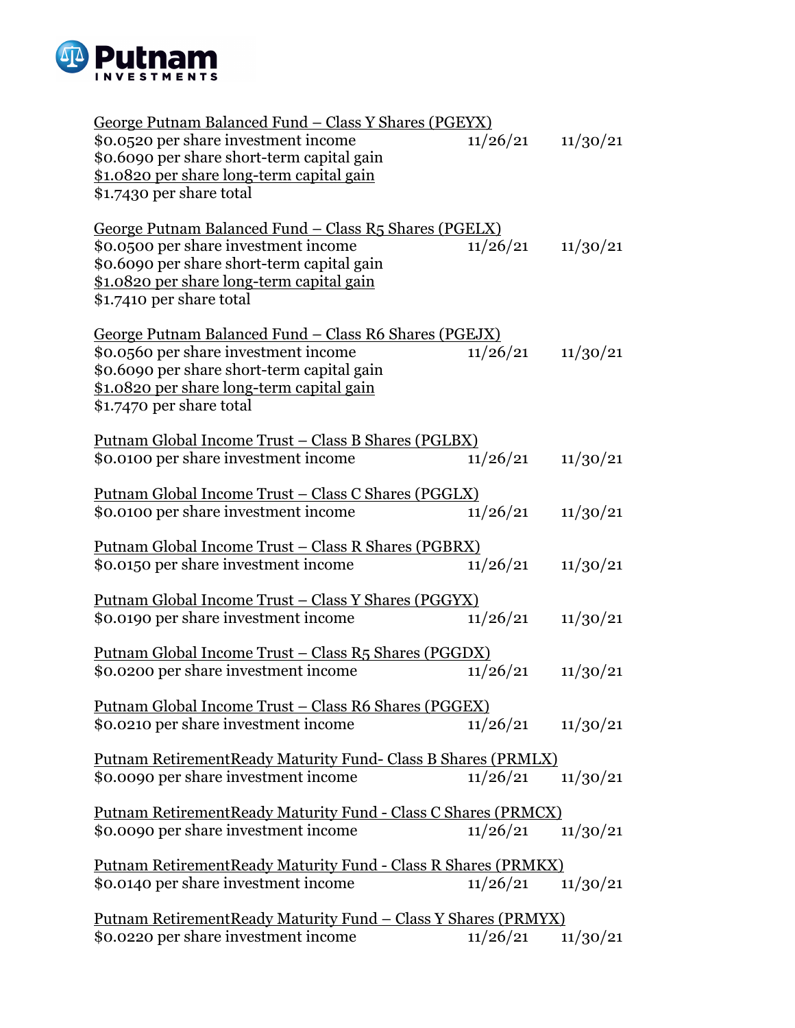George Putnam Balanced Fund – Class Y Shares (PGEYX)
$0.0520 per share investment income 11/26/21 11/30/21
$0.6090 per share short-term capital gain
$1.0820 per share long-term capital gain
$1.7430 per share total

George Putnam Balanced Fund – Class R5 Shares (PGELX)
$0.0500 per share investment income 11/26/21 11/30/21
$0.6090 per share short-term capital gain
$1.0820 per share long-term capital gain
$1.7410 per share total

George Putnam Balanced Fund – Class R6 Shares (PGEJX)
$0.0560 per share investment income 11/26/21 11/30/21
$0.6090 per share short-term capital gain
$1.0820 per share long-term capital gain
$1.7470 per share total

Putnam Global Income Trust – Class B Shares (PGLBX)
$0.0100 per share investment income 11/26/21 11/30/21

Putnam Global Income Trust – Class C Shares (PGGLX)
$0.0100 per share investment income 11/26/21 11/30/21

Putnam Global Income Trust – Class R Shares (PGBRX)
$0.0150 per share investment income 11/26/21 11/30/21

Putnam Global Income Trust – Class Y Shares (PGGYX)
$0.0190 per share investment income 11/26/21 11/30/21

Putnam Global Income Trust – Class R5 Shares (PGGDX)
$0.0200 per share investment income 11/26/21 11/30/21

Putnam Global Income Trust – Class R6 Shares (PGGEX)
$0.0210 per share investment income 11/26/21 11/30/21

Putnam RetirementReady Maturity Fund- Class B Shares (PRMLX)
$0.0090 per share investment income 11/26/21 11/30/21

Putnam RetirementReady Maturity Fund - Class C Shares (PRMCX)
$0.0090 per share investment income 11/26/21 11/30/21

Putnam RetirementReady Maturity Fund - Class R Shares (PRMKX)
$0.0140 per share investment income 11/26/21 11/30/21

Putnam RetirementReady Maturity Fund – Class Y Shares (PRMYX)
$0.0220 per share investment income 11/26/21 11/30/21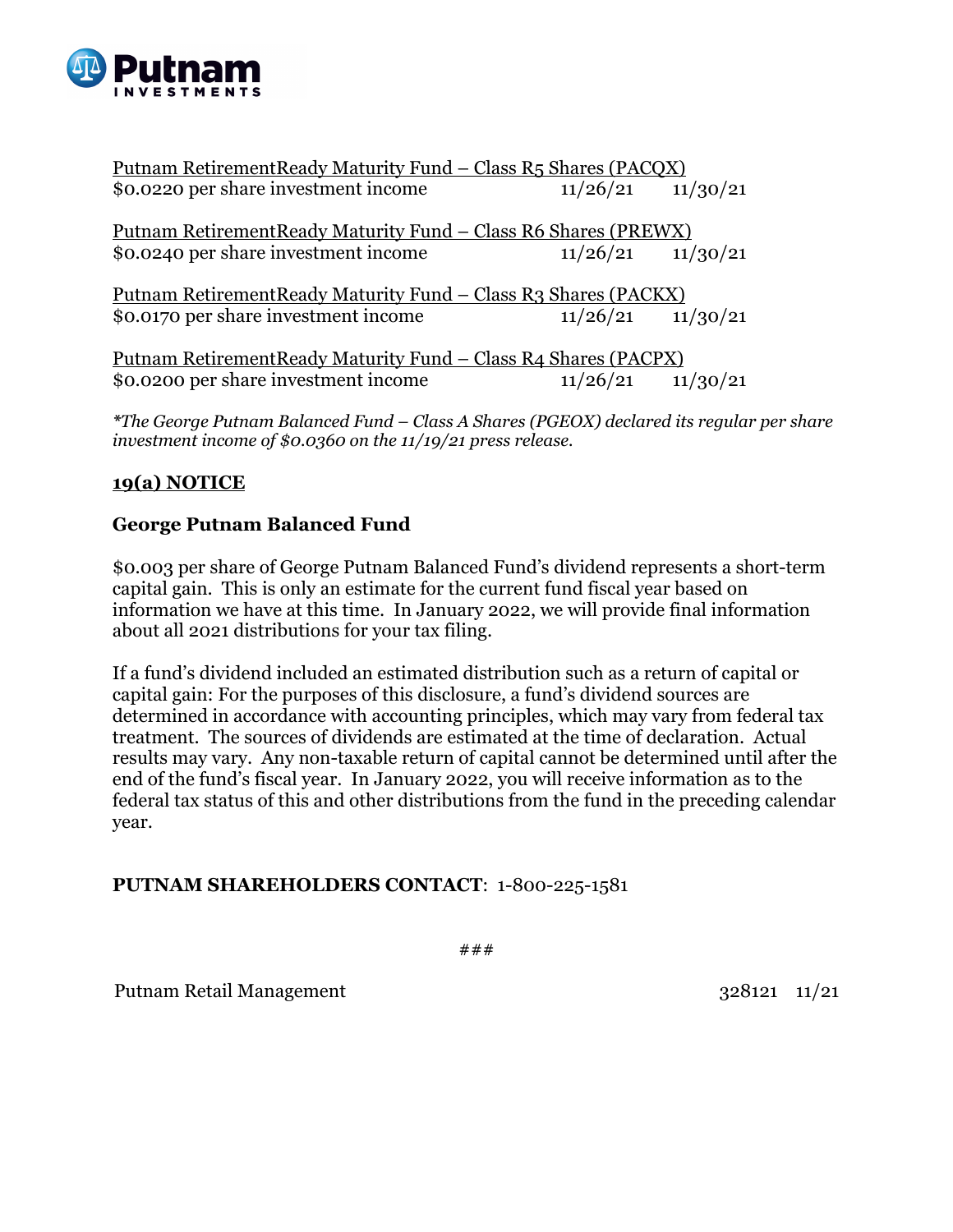Putnam RetirementReady Maturity Fund – Class R5 Shares (PACQX)
$0.0220 per share investment income 11/26/21 11/30/21

Putnam RetirementReady Maturity Fund – Class R6 Shares (PREWX)
$0.0240 per share investment income 11/26/21 11/30/21

Putnam RetirementReady Maturity Fund – Class R3 Shares (PACKX)
$0.0170 per share investment income 11/26/21 11/30/21

Putnam RetirementReady Maturity Fund – Class R4 Shares (PACPX)
$0.0200 per share investment income 11/26/21 11/30/21

*\*The George Putnam Balanced Fund – Class A Shares (PGEOX) declared its regular per share investment income of $0.0360 on the 11/19/21 press release.*

**19(a) NOTICE**

**George Putnam Balanced Fund**

$0.003 per share of George Putnam Balanced Fund's dividend represents a short-term capital gain. This is only an estimate for the current fund fiscal year based on information we have at this time. In January 2022, we will provide final information about all 2021 distributions for your tax filing.

If a fund's dividend included an estimated distribution such as a return of capital or capital gain: For the purposes of this disclosure, a fund's dividend sources are determined in accordance with accounting principles, which may vary from federal tax treatment. The sources of dividends are estimated at the time of declaration. Actual results may vary. Any non-taxable return of capital cannot be determined until after the end of the fund's fiscal year. In January 2022, you will receive information as to the federal tax status of this and other distributions from the fund in the preceding calendar year.

**PUTNAM SHAREHOLDERS CONTACT**: 1-800-225-1581

###

Putnam Retail Management 328121 11/21